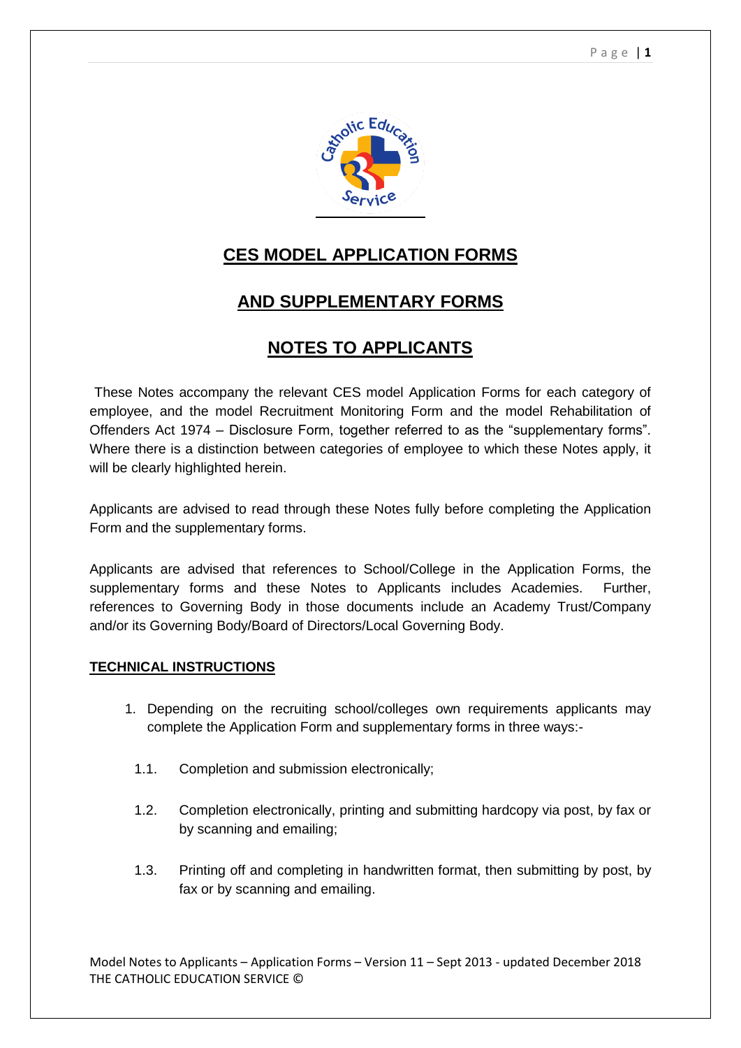# CES MODEL APPLICATION FORMS

# AND SUPPLEMENTARY FORMS

# NOTES TO APPLICANTS

These Notes accompany the relevant CES model Application Forms for each category of employee, and the model Recruitment Monitoring Form and the model Rehabilitation of Offenders Act 1974 – Disclosure Form, together referred to as the "supplementary forms". Where there is a distinction between categories of employee to which these Notes apply, it will be clearly highlighted herein.

Applicants are advised to read through these Notes fully before completing the Application Form and the supplementary forms.

Applicants are advised that references to School/College in the Application Forms, the supplementary forms and these Notes to Applicants includes Academies. Further, references to Governing Body in those documents include an Academy Trust/Company and/or its Governing Body/Board of Directors/Local Governing Body.

## TECHNICAL INSTRUCTIONS

1. Depending on the recruiting school/colleges own requirements applicants may complete the Application Form and supplementary forms in three ways:-

   1.1. Completion and submission electronically;

   1.2. Completion electronically, printing and submitting hardcopy via post, by fax or by scanning and emailing;

   1.3. Printing off and completing in handwritten format, then submitting by post, by fax or by scanning and emailing.

Model Notes to Applicants – Application Forms – Version 11 – Sept 2013 - updated December 2018
THE CATHOLIC EDUCATION SERVICE ©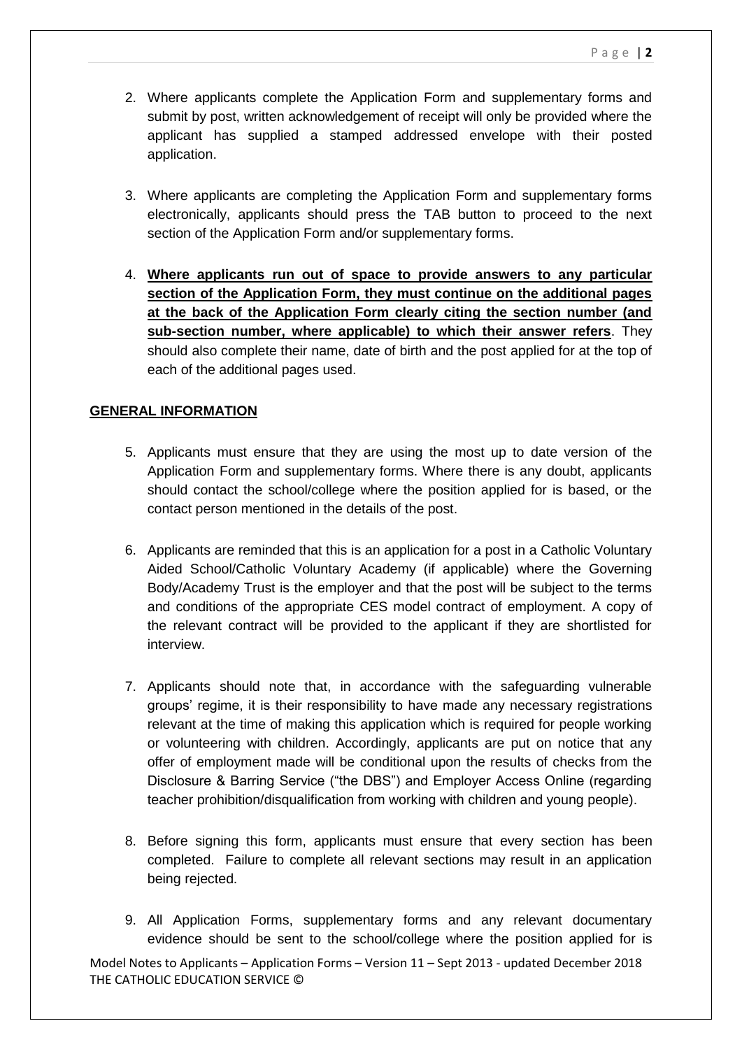2. Where applicants complete the Application Form and supplementary forms and submit by post, written acknowledgement of receipt will only be provided where the applicant has supplied a stamped addressed envelope with their posted application.

3. Where applicants are completing the Application Form and supplementary forms electronically, applicants should press the TAB button to proceed to the next section of the Application Form and/or supplementary forms.

4. **Where applicants run out of space to provide answers to any particular section of the Application Form, they must continue on the additional pages at the back of the Application Form clearly citing the section number (and sub-section number, where applicable) to which their answer refers**. They should also complete their name, date of birth and the post applied for at the top of each of the additional pages used.

**GENERAL INFORMATION**

5. Applicants must ensure that they are using the most up to date version of the Application Form and supplementary forms. Where there is any doubt, applicants should contact the school/college where the position applied for is based, or the contact person mentioned in the details of the post.

6. Applicants are reminded that this is an application for a post in a Catholic Voluntary Aided School/Catholic Voluntary Academy (if applicable) where the Governing Body/Academy Trust is the employer and that the post will be subject to the terms and conditions of the appropriate CES model contract of employment. A copy of the relevant contract will be provided to the applicant if they are shortlisted for interview.

7. Applicants should note that, in accordance with the safeguarding vulnerable groups' regime, it is their responsibility to have made any necessary registrations relevant at the time of making this application which is required for people working or volunteering with children. Accordingly, applicants are put on notice that any offer of employment made will be conditional upon the results of checks from the Disclosure & Barring Service ("the DBS") and Employer Access Online (regarding teacher prohibition/disqualification from working with children and young people).

8. Before signing this form, applicants must ensure that every section has been completed. Failure to complete all relevant sections may result in an application being rejected.

9. All Application Forms, supplementary forms and any relevant documentary evidence should be sent to the school/college where the position applied for is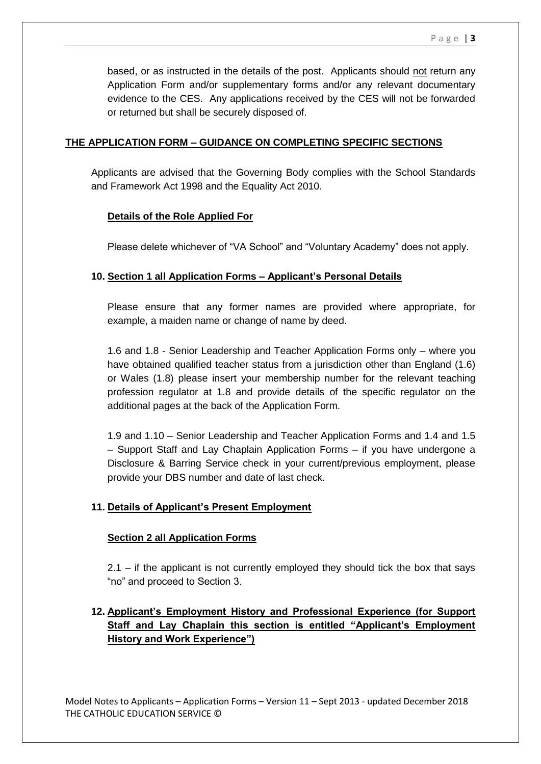based, or as instructed in the details of the post. Applicants should <u>not</u> return any Application Form and/or supplementary forms and/or any relevant documentary evidence to the CES. Any applications received by the CES will not be forwarded or returned but shall be securely disposed of.

## THE APPLICATION FORM – GUIDANCE ON COMPLETING SPECIFIC SECTIONS

Applicants are advised that the Governing Body complies with the School Standards and Framework Act 1998 and the Equality Act 2010.

### Details of the Role Applied For

Please delete whichever of "VA School" and "Voluntary Academy" does not apply.

### 10. Section 1 all Application Forms – Applicant's Personal Details

Please ensure that any former names are provided where appropriate, for example, a maiden name or change of name by deed.

1.6 and 1.8 - Senior Leadership and Teacher Application Forms only – where you have obtained qualified teacher status from a jurisdiction other than England (1.6) or Wales (1.8) please insert your membership number for the relevant teaching profession regulator at 1.8 and provide details of the specific regulator on the additional pages at the back of the Application Form.

1.9 and 1.10 – Senior Leadership and Teacher Application Forms and 1.4 and 1.5 – Support Staff and Lay Chaplain Application Forms – if you have undergone a Disclosure & Barring Service check in your current/previous employment, please provide your DBS number and date of last check.

### 11. Details of Applicant's Present Employment

#### Section 2 all Application Forms

2.1 – if the applicant is not currently employed they should tick the box that says "no" and proceed to Section 3.

### 12. Applicant's Employment History and Professional Experience (for Support Staff and Lay Chaplain this section is entitled "Applicant's Employment History and Work Experience")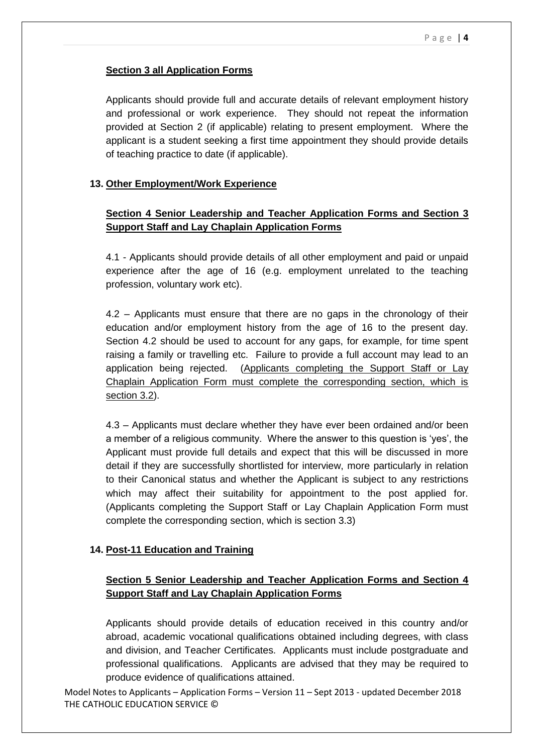**Section 3 all Application Forms**

Applicants should provide full and accurate details of relevant employment history and professional or work experience. They should not repeat the information provided at Section 2 (if applicable) relating to present employment. Where the applicant is a student seeking a first time appointment they should provide details of teaching practice to date (if applicable).

## 13. Other Employment/Work Experience

**Section 4 Senior Leadership and Teacher Application Forms and Section 3 Support Staff and Lay Chaplain Application Forms**

4.1 - Applicants should provide details of all other employment and paid or unpaid experience after the age of 16 (e.g. employment unrelated to the teaching profession, voluntary work etc).

4.2 – Applicants must ensure that there are no gaps in the chronology of their education and/or employment history from the age of 16 to the present day. Section 4.2 should be used to account for any gaps, for example, for time spent raising a family or travelling etc. Failure to provide a full account may lead to an application being rejected. (Applicants completing the Support Staff or Lay Chaplain Application Form must complete the corresponding section, which is section 3.2).

4.3 – Applicants must declare whether they have ever been ordained and/or been a member of a religious community. Where the answer to this question is 'yes', the Applicant must provide full details and expect that this will be discussed in more detail if they are successfully shortlisted for interview, more particularly in relation to their Canonical status and whether the Applicant is subject to any restrictions which may affect their suitability for appointment to the post applied for. (Applicants completing the Support Staff or Lay Chaplain Application Form must complete the corresponding section, which is section 3.3)

## 14. Post-11 Education and Training

**Section 5 Senior Leadership and Teacher Application Forms and Section 4 Support Staff and Lay Chaplain Application Forms**

Applicants should provide details of education received in this country and/or abroad, academic vocational qualifications obtained including degrees, with class and division, and Teacher Certificates. Applicants must include postgraduate and professional qualifications. Applicants are advised that they may be required to produce evidence of qualifications attained.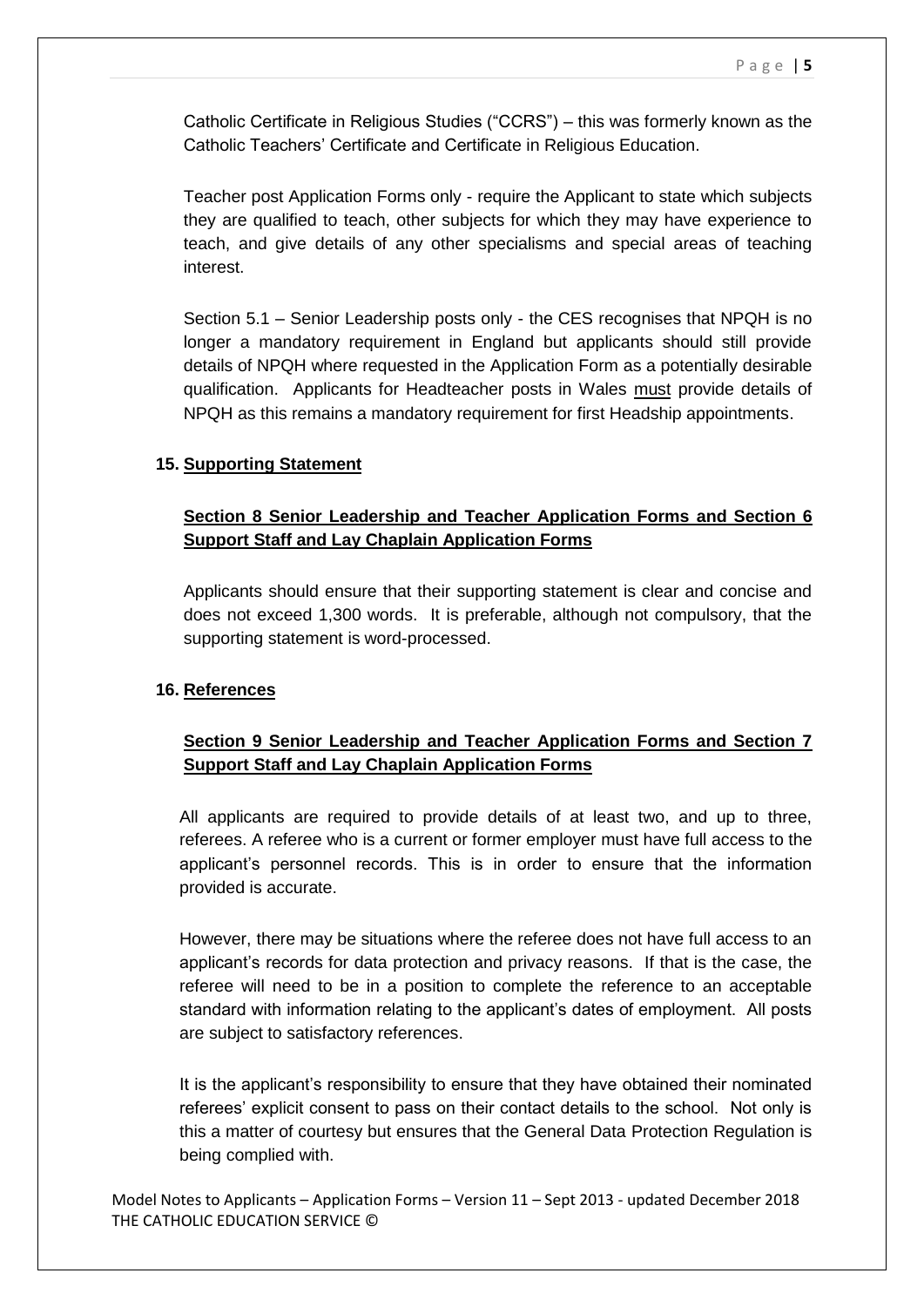Catholic Certificate in Religious Studies ("CCRS") – this was formerly known as the Catholic Teachers' Certificate and Certificate in Religious Education.

Teacher post Application Forms only - require the Applicant to state which subjects they are qualified to teach, other subjects for which they may have experience to teach, and give details of any other specialisms and special areas of teaching interest.

Section 5.1 – Senior Leadership posts only - the CES recognises that NPQH is no longer a mandatory requirement in England but applicants should still provide details of NPQH where requested in the Application Form as a potentially desirable qualification. Applicants for Headteacher posts in Wales must provide details of NPQH as this remains a mandatory requirement for first Headship appointments.

## 15. Supporting Statement

### Section 8 Senior Leadership and Teacher Application Forms and Section 6 Support Staff and Lay Chaplain Application Forms

Applicants should ensure that their supporting statement is clear and concise and does not exceed 1,300 words. It is preferable, although not compulsory, that the supporting statement is word-processed.

## 16. References

### Section 9 Senior Leadership and Teacher Application Forms and Section 7 Support Staff and Lay Chaplain Application Forms

All applicants are required to provide details of at least two, and up to three, referees. A referee who is a current or former employer must have full access to the applicant's personnel records. This is in order to ensure that the information provided is accurate.

However, there may be situations where the referee does not have full access to an applicant's records for data protection and privacy reasons. If that is the case, the referee will need to be in a position to complete the reference to an acceptable standard with information relating to the applicant's dates of employment. All posts are subject to satisfactory references.

It is the applicant's responsibility to ensure that they have obtained their nominated referees' explicit consent to pass on their contact details to the school. Not only is this a matter of courtesy but ensures that the General Data Protection Regulation is being complied with.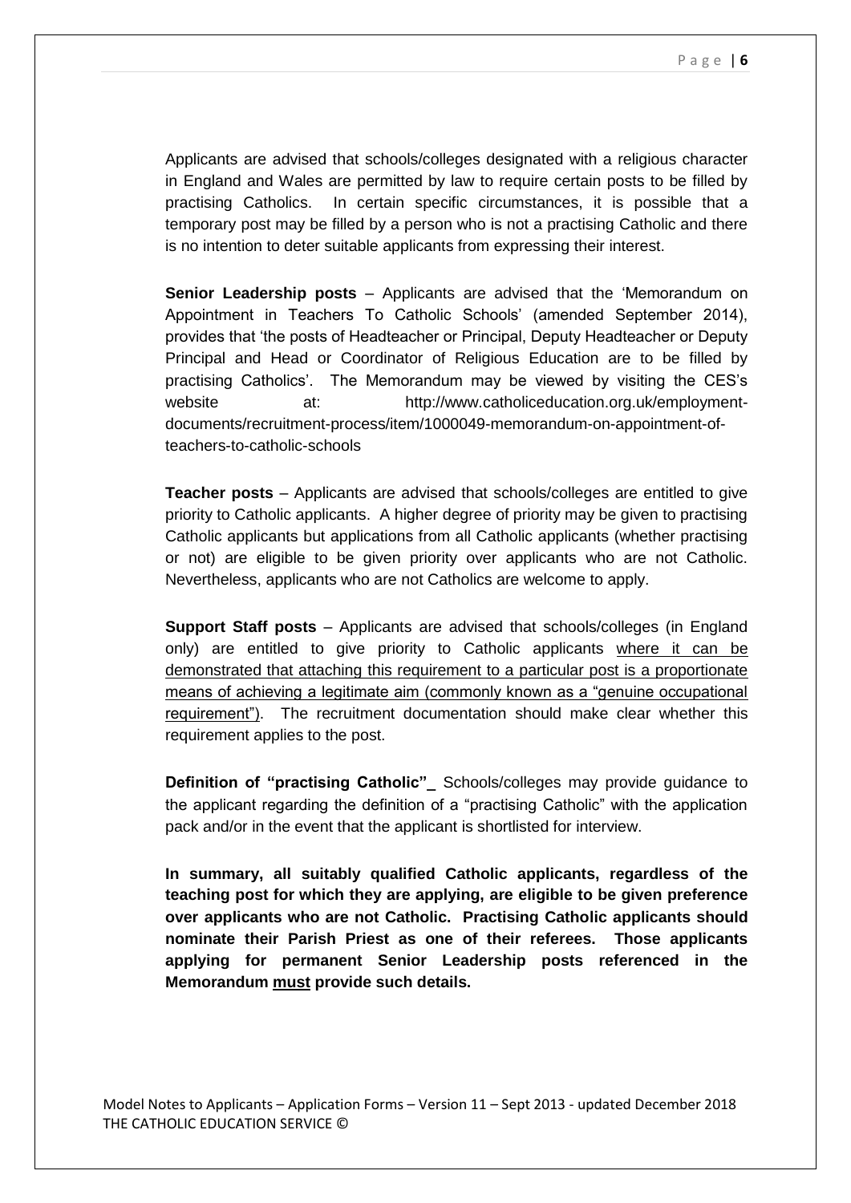Applicants are advised that schools/colleges designated with a religious character in England and Wales are permitted by law to require certain posts to be filled by practising Catholics. In certain specific circumstances, it is possible that a temporary post may be filled by a person who is not a practising Catholic and there is no intention to deter suitable applicants from expressing their interest.

**Senior Leadership posts** – Applicants are advised that the 'Memorandum on Appointment in Teachers To Catholic Schools' (amended September 2014), provides that 'the posts of Headteacher or Principal, Deputy Headteacher or Deputy Principal and Head or Coordinator of Religious Education are to be filled by practising Catholics'. The Memorandum may be viewed by visiting the CES's website at: http://www.catholiceducation.org.uk/employment-documents/recruitment-process/item/1000049-memorandum-on-appointment-of-teachers-to-catholic-schools

**Teacher posts** – Applicants are advised that schools/colleges are entitled to give priority to Catholic applicants. A higher degree of priority may be given to practising Catholic applicants but applications from all Catholic applicants (whether practising or not) are eligible to be given priority over applicants who are not Catholic. Nevertheless, applicants who are not Catholics are welcome to apply.

**Support Staff posts** – Applicants are advised that schools/colleges (in England only) are entitled to give priority to Catholic applicants <u>where it can be demonstrated that attaching this requirement to a particular post is a proportionate means of achieving a legitimate aim (commonly known as a "genuine occupational requirement")</u>. The recruitment documentation should make clear whether this requirement applies to the post.

**Definition of "practising Catholic"**_ Schools/colleges may provide guidance to the applicant regarding the definition of a "practising Catholic" with the application pack and/or in the event that the applicant is shortlisted for interview.

**In summary, all suitably qualified Catholic applicants, regardless of the teaching post for which they are applying, are eligible to be given preference over applicants who are not Catholic. Practising Catholic applicants should nominate their Parish Priest as one of their referees. Those applicants applying for permanent Senior Leadership posts referenced in the Memorandum <u>must</u> provide such details.**

Model Notes to Applicants – Application Forms – Version 11 – Sept 2013 - updated December 2018
THE CATHOLIC EDUCATION SERVICE ©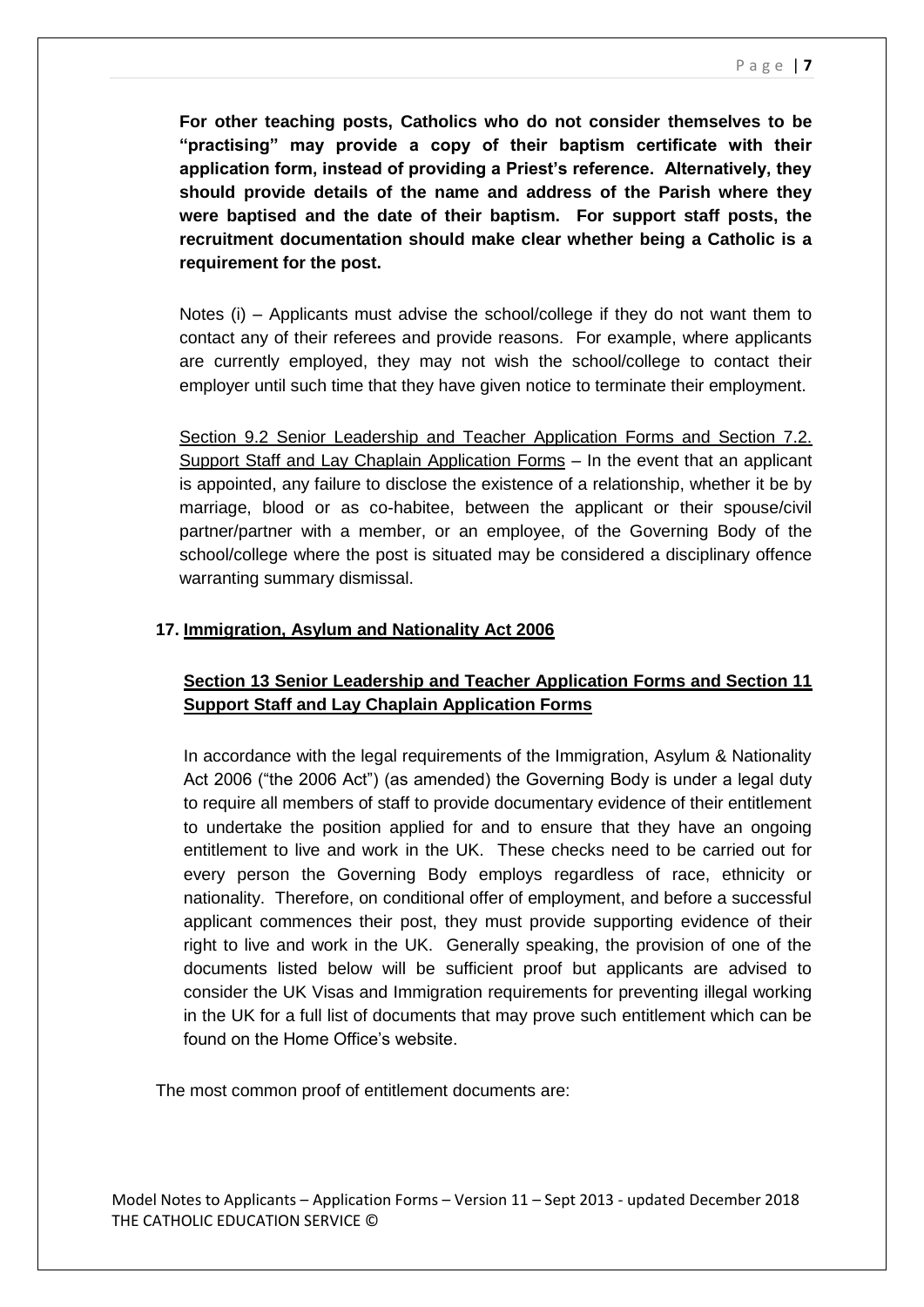**For other teaching posts, Catholics who do not consider themselves to be "practising" may provide a copy of their baptism certificate with their application form, instead of providing a Priest's reference. Alternatively, they should provide details of the name and address of the Parish where they were baptised and the date of their baptism. For support staff posts, the recruitment documentation should make clear whether being a Catholic is a requirement for the post.**

Notes (i) – Applicants must advise the school/college if they do not want them to contact any of their referees and provide reasons. For example, where applicants are currently employed, they may not wish the school/college to contact their employer until such time that they have given notice to terminate their employment.

Section 9.2 Senior Leadership and Teacher Application Forms and Section 7.2. Support Staff and Lay Chaplain Application Forms – In the event that an applicant is appointed, any failure to disclose the existence of a relationship, whether it be by marriage, blood or as co-habitee, between the applicant or their spouse/civil partner/partner with a member, or an employee, of the Governing Body of the school/college where the post is situated may be considered a disciplinary offence warranting summary dismissal.

## 17. Immigration, Asylum and Nationality Act 2006

### Section 13 Senior Leadership and Teacher Application Forms and Section 11 Support Staff and Lay Chaplain Application Forms

In accordance with the legal requirements of the Immigration, Asylum & Nationality Act 2006 ("the 2006 Act") (as amended) the Governing Body is under a legal duty to require all members of staff to provide documentary evidence of their entitlement to undertake the position applied for and to ensure that they have an ongoing entitlement to live and work in the UK. These checks need to be carried out for every person the Governing Body employs regardless of race, ethnicity or nationality. Therefore, on conditional offer of employment, and before a successful applicant commences their post, they must provide supporting evidence of their right to live and work in the UK. Generally speaking, the provision of one of the documents listed below will be sufficient proof but applicants are advised to consider the UK Visas and Immigration requirements for preventing illegal working in the UK for a full list of documents that may prove such entitlement which can be found on the Home Office's website.

The most common proof of entitlement documents are: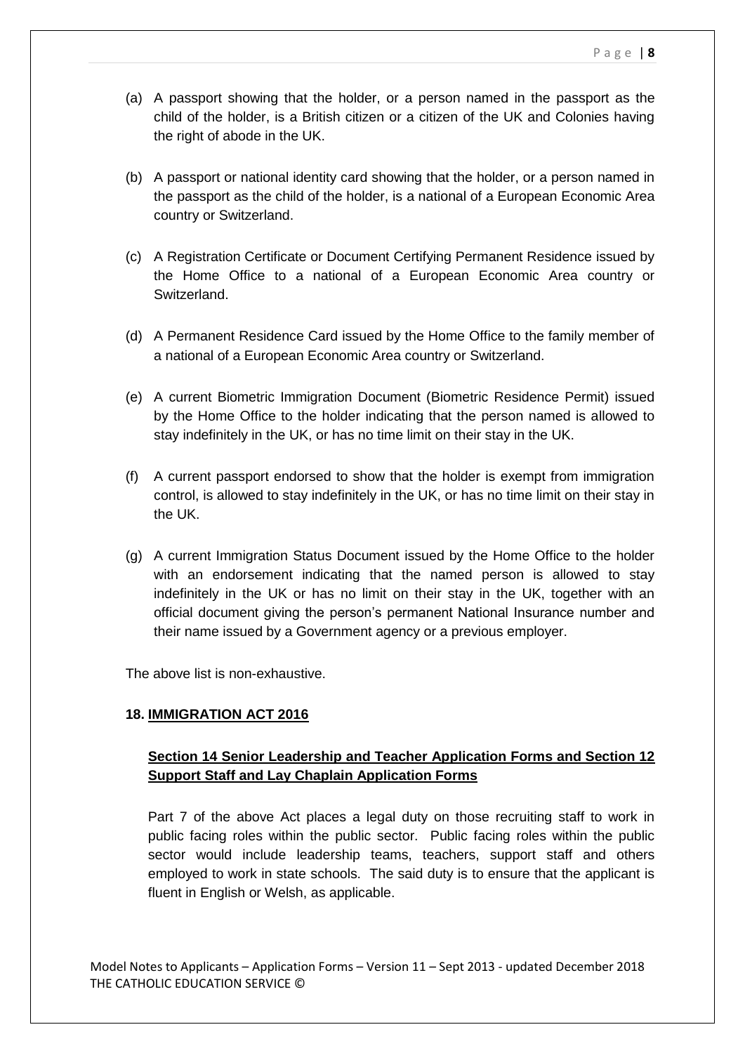(a) A passport showing that the holder, or a person named in the passport as the child of the holder, is a British citizen or a citizen of the UK and Colonies having the right of abode in the UK.

(b) A passport or national identity card showing that the holder, or a person named in the passport as the child of the holder, is a national of a European Economic Area country or Switzerland.

(c) A Registration Certificate or Document Certifying Permanent Residence issued by the Home Office to a national of a European Economic Area country or Switzerland.

(d) A Permanent Residence Card issued by the Home Office to the family member of a national of a European Economic Area country or Switzerland.

(e) A current Biometric Immigration Document (Biometric Residence Permit) issued by the Home Office to the holder indicating that the person named is allowed to stay indefinitely in the UK, or has no time limit on their stay in the UK.

(f) A current passport endorsed to show that the holder is exempt from immigration control, is allowed to stay indefinitely in the UK, or has no time limit on their stay in the UK.

(g) A current Immigration Status Document issued by the Home Office to the holder with an endorsement indicating that the named person is allowed to stay indefinitely in the UK or has no limit on their stay in the UK, together with an official document giving the person's permanent National Insurance number and their name issued by a Government agency or a previous employer.

The above list is non-exhaustive.

## 18. IMMIGRATION ACT 2016

### Section 14 Senior Leadership and Teacher Application Forms and Section 12 Support Staff and Lay Chaplain Application Forms

Part 7 of the above Act places a legal duty on those recruiting staff to work in public facing roles within the public sector. Public facing roles within the public sector would include leadership teams, teachers, support staff and others employed to work in state schools. The said duty is to ensure that the applicant is fluent in English or Welsh, as applicable.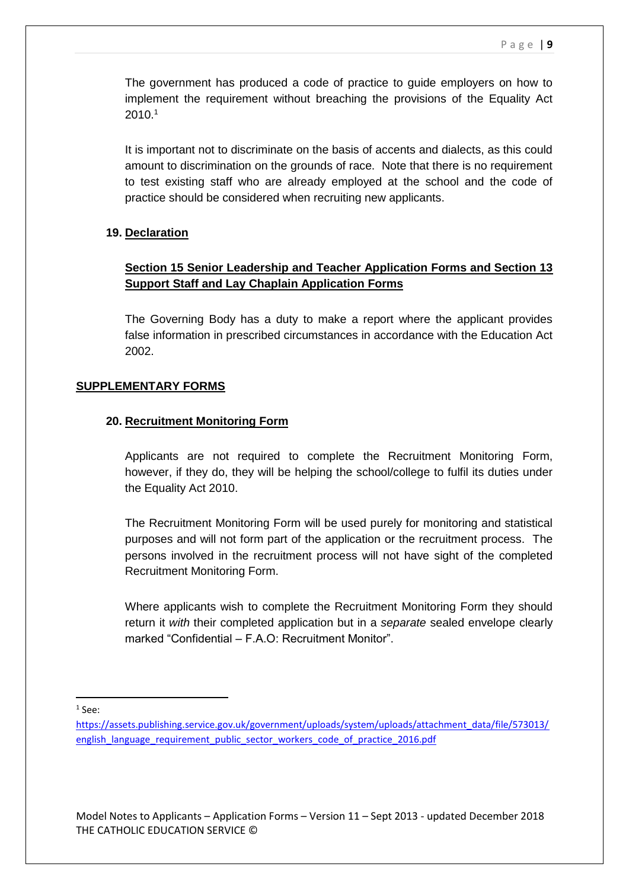The government has produced a code of practice to guide employers on how to implement the requirement without breaching the provisions of the Equality Act 2010.[1]

It is important not to discriminate on the basis of accents and dialects, as this could amount to discrimination on the grounds of race. Note that there is no requirement to test existing staff who are already employed at the school and the code of practice should be considered when recruiting new applicants.

### 19. Declaration

**Section 15 Senior Leadership and Teacher Application Forms and Section 13 Support Staff and Lay Chaplain Application Forms**

The Governing Body has a duty to make a report where the applicant provides false information in prescribed circumstances in accordance with the Education Act 2002.

## SUPPLEMENTARY FORMS

### 20. Recruitment Monitoring Form

Applicants are not required to complete the Recruitment Monitoring Form, however, if they do, they will be helping the school/college to fulfil its duties under the Equality Act 2010.

The Recruitment Monitoring Form will be used purely for monitoring and statistical purposes and will not form part of the application or the recruitment process. The persons involved in the recruitment process will not have sight of the completed Recruitment Monitoring Form.

Where applicants wish to complete the Recruitment Monitoring Form they should return it *with* their completed application but in a *separate* sealed envelope clearly marked "Confidential – F.A.O: Recruitment Monitor".

---

[1] See: https://assets.publishing.service.gov.uk/government/uploads/system/uploads/attachment_data/file/573013/english_language_requirement_public_sector_workers_code_of_practice_2016.pdf

Model Notes to Applicants – Application Forms – Version 11 – Sept 2013 - updated December 2018
THE CATHOLIC EDUCATION SERVICE ©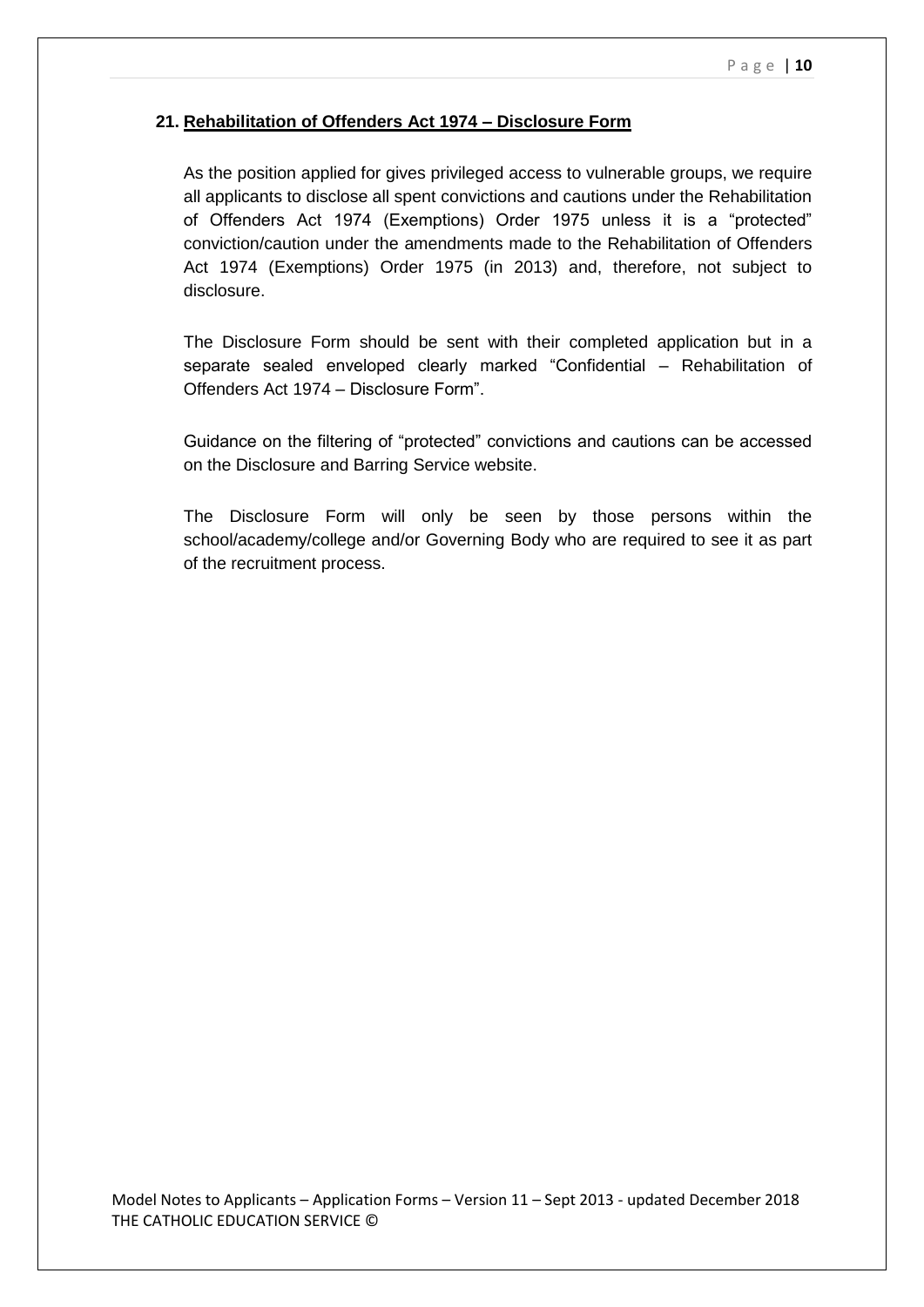### 21. Rehabilitation of Offenders Act 1974 – Disclosure Form

As the position applied for gives privileged access to vulnerable groups, we require all applicants to disclose all spent convictions and cautions under the Rehabilitation of Offenders Act 1974 (Exemptions) Order 1975 unless it is a "protected" conviction/caution under the amendments made to the Rehabilitation of Offenders Act 1974 (Exemptions) Order 1975 (in 2013) and, therefore, not subject to disclosure.

The Disclosure Form should be sent with their completed application but in a separate sealed enveloped clearly marked "Confidential – Rehabilitation of Offenders Act 1974 – Disclosure Form".

Guidance on the filtering of "protected" convictions and cautions can be accessed on the Disclosure and Barring Service website.

The Disclosure Form will only be seen by those persons within the school/academy/college and/or Governing Body who are required to see it as part of the recruitment process.